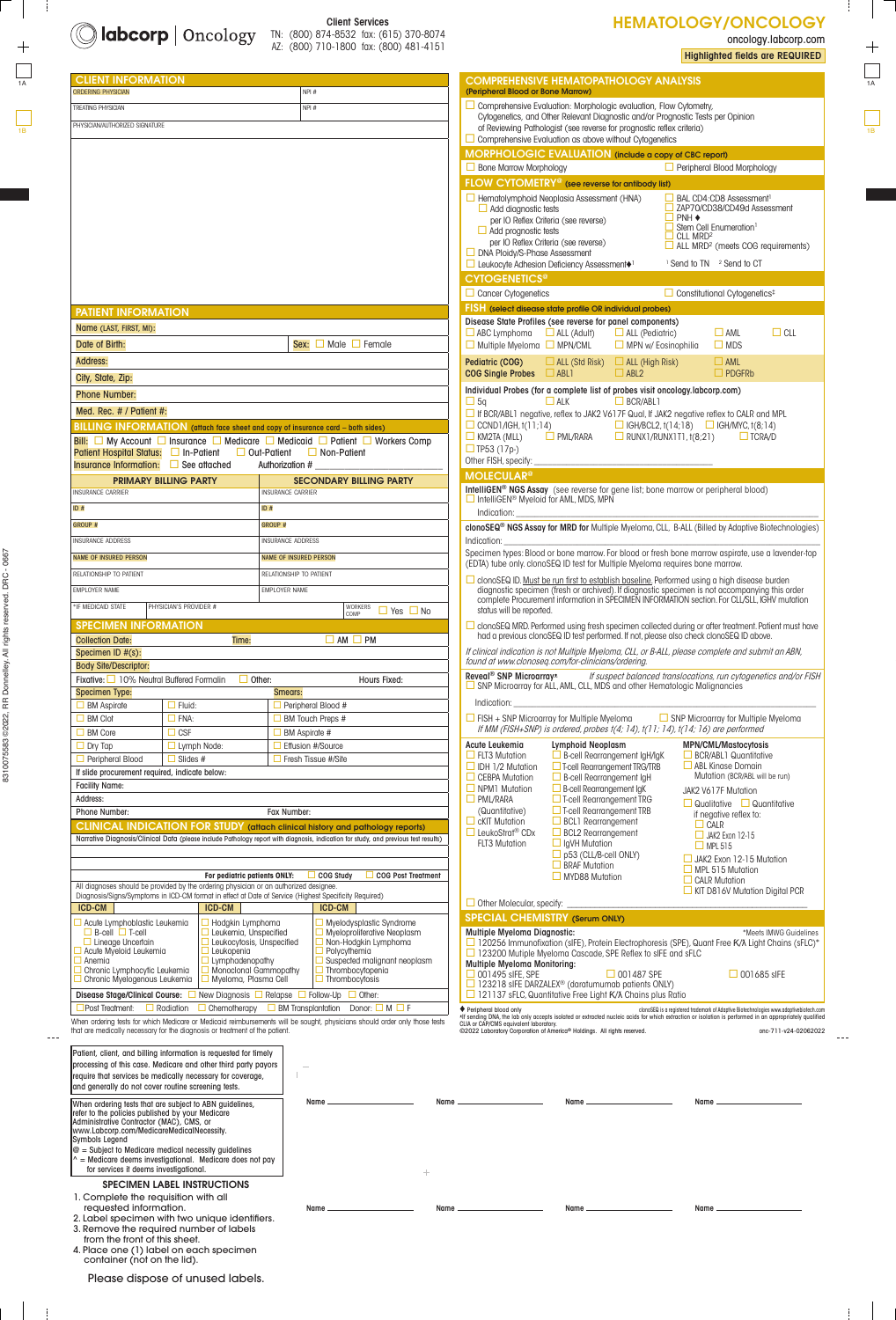labcorp | Oncology

**Client Services**
TN: (800) 874-8532 fax: (615) 370-8074
AZ: (800) 710-1800 fax: (800) 481-4151

# HEMATOLOGY/ONCOLOGY

oncology.labcorp.com

**Highlighted fields are REQUIRED**

## CLIENT INFORMATION

ORDERING PHYSICIAN | NPI #

TREATING PHYSICIAN | NPI #

PHYSICIAN/AUTHORIZED SIGNATURE

## PATIENT INFORMATION

Name (LAST, FIRST, MI):

Date of Birth: | Sex: ☐ Male ☐ Female

Address:

City, State, Zip:

Phone Number:

Med. Rec. # / Patient #:

## BILLING INFORMATION (attach face sheet and copy of insurance card – both sides)

Bill: ☐ My Account ☐ Insurance ☐ Medicare ☐ Medicaid ☐ Patient ☐ Workers Comp

Patient Hospital Status: ☐ In-Patient ☐ Out-Patient ☐ Non-Patient

Insurance Information: ☐ See attached Authorization #

| PRIMARY BILLING PARTY | SECONDARY BILLING PARTY |
|---|---|
| INSURANCE CARRIER | INSURANCE CARRIER |
| ID # | ID # |
| GROUP # | GROUP # |
| INSURANCE ADDRESS | INSURANCE ADDRESS |
| NAME OF INSURED PERSON | NAME OF INSURED PERSON |
| RELATIONSHIP TO PATIENT | RELATIONSHIP TO PATIENT |
| EMPLOYER NAME | EMPLOYER NAME |
| *IF MEDICAID STATE / PHYSICIAN'S PROVIDER # | WORKERS COMP ☐ Yes ☐ No |

## SPECIMEN INFORMATION

Collection Date: Time: ☐ AM ☐ PM

Specimen ID #(s):

Body Site/Descriptor:

Fixative: ☐ 10% Neutral Buffered Formalin ☐ Other: Hours Fixed:

| Specimen Type: | | Smears: |
|---|---|---|
| ☐ BM Aspirate | ☐ Fluid: | ☐ Peripheral Blood # |
| ☐ BM Clot | ☐ FNA: | ☐ BM Touch Preps # |
| ☐ BM Core | ☐ CSF | ☐ BM Aspirate # |
| ☐ Dry Tap | ☐ Lymph Node: | ☐ Effusion #/Source |
| ☐ Peripheral Blood | ☐ Slides # | ☐ Fresh Tissue #/Site |

If slide procurement required, indicate below:

Facility Name:

Address:

Phone Number: Fax Number:

## CLINICAL INDICATION FOR STUDY (attach clinical history and pathology reports)

Narrative Diagnosis/Clinical Data (please include Pathology report with diagnosis, indication for study, and previous test results)

For pediatric patients ONLY: ☐ COG Study ☐ COG Post Treatment

All diagnoses should be provided by the ordering physician or an authorized designee.
Diagnosis/Signs/Symptoms in ICD-CM format in effect at Date of Service (Highest Specificity Required)

| ICD-CM | ICD-CM | ICD-CM |
|---|---|---|
| ☐ Acute Lymphoblastic Leukemia ☐ B-cell ☐ T-cell ☐ Lineage Uncertain | ☐ Hodgkin Lymphoma | ☐ Myelodysplastic Syndrome |
| | ☐ Leukemia, Unspecified | ☐ Myeloproliferative Neoplasm |
| | ☐ Leukocytosis, Unspecified | ☐ Non-Hodgkin Lymphoma |
| ☐ Acute Myeloid Leukemia | ☐ Leukopenia | ☐ Polycythemia |
| ☐ Anemia | ☐ Lymphadenopathy | ☐ Suspected malignant neoplasm |
| ☐ Chronic Lymphocytic Leukemia | ☐ Monoclonal Gammopathy | ☐ Thrombocytopenia |
| ☐ Chronic Myelogenous Leukemia | ☐ Myeloma, Plasma Cell | ☐ Thrombocytosis |

Disease Stage/Clinical Course: ☐ New Diagnosis ☐ Relapse ☐ Follow-Up ☐ Other:

☐ Post Treatment: ☐ Radiation ☐ Chemotherapy ☐ BM Transplantation Donor: ☐ M ☐ F

When ordering tests for which Medicare or Medicaid reimbursements will be sought, physicians should order only those tests that are medically necessary for the diagnosis or treatment of the patient.

## COMPREHENSIVE HEMATOPATHOLOGY ANALYSIS (Peripheral Blood or Bone Marrow)

☐ Comprehensive Evaluation: Morphologic evaluation, Flow Cytometry, Cytogenetics, and Other Relevant Diagnostic and/or Prognostic Tests per Opinion of Reviewing Pathologist (see reverse for prognostic reflex criteria)

☐ Comprehensive Evaluation as above without Cytogenetics

## MORPHOLOGIC EVALUATION (include a copy of CBC report)

☐ Bone Marrow Morphology ☐ Peripheral Blood Morphology

## FLOW CYTOMETRY@ (see reverse for antibody list)

- ☐ Hematolymphoid Neoplasia Assessment (HNA)
  - ☐ Add diagnostic tests per IO Reflex Criteria (see reverse)
  - ☐ Add prognostic tests per IO Reflex Criteria (see reverse)
- ☐ DNA Ploidy/S-Phase Assessment
- ☐ Leukocyte Adhesion Deficiency Assessment♦[1]
- ☐ BAL CD4:CD8 Assessment[1]
- ☐ ZAP70/CD38/CD49d Assessment
- ☐ PNH ♦
- ☐ Stem Cell Enumeration[1]
- ☐ CLL MRD[2]
- ☐ ALL MRD[2] (meets COG requirements)

[1] Send to TN [2] Send to CT

## CYTOGENETICS@

☐ Cancer Cytogenetics ☐ Constitutional Cytogenetics‡

## FISH (select disease state profile OR individual probes)

Disease State Profiles (see reverse for panel components)

☐ ABC Lymphoma ☐ ALL (Adult) ☐ ALL (Pediatric) ☐ AML ☐ CLL
☐ Multiple Myeloma ☐ MPN/CML ☐ MPN w/ Eosinophilia ☐ MDS

Pediatric (COG) ☐ ALL (Std Risk) ☐ ALL (High Risk) ☐ AML
COG Single Probes ☐ ABL1 ☐ ABL2 ☐ PDGFRb

Individual Probes (for a complete list of probes visit oncology.labcorp.com)

☐ 5q ☐ ALK ☐ BCR/ABL1
☐ If BCR/ABL1 negative, reflex to JAK2 V617F Qual, If JAK2 negative reflex to CALR and MPL
☐ CCND1/IGH, t(11;14) ☐ IGH/BCL2, t(14;18) ☐ IGH/MYC, t(8;14)
☐ KM2TA (MLL) ☐ PML/RARA ☐ RUNX1/RUNX1T1, t(8;21) ☐ TCRA/D
☐ TP53 (17p-)
Other FISH, specify:

## MOLECULAR@

**IntelliGEN® NGS Assay** (see reverse for gene list; bone marrow or peripheral blood)
☐ IntelliGEN® Myeloid for AML, MDS, MPN
Indication:

**clonoSEQ® NGS Assay for MRD** for Multiple Myeloma, CLL, B-ALL (Billed by Adaptive Biotechnologies)
Indication:

Specimen types: Blood or bone marrow. For blood or fresh bone marrow aspirate, use a lavender-top (EDTA) tube only. clonoSEQ ID test for Multiple Myeloma requires bone marrow.

☐ clonoSEQ ID. Must be run first to establish baseline. Performed using a high disease burden diagnostic specimen (fresh or archived). If diagnostic specimen is not accompanying this order complete Procurement information in SPECIMEN INFORMATION section. For CLL/SLL, IGHV mutation status will be reported.

☐ clonoSEQ MRD. Performed using fresh specimen collected during or after treatment. Patient must have had a previous clonoSEQ ID test performed. If not, please also check clonoSEQ ID above.

*If clinical indication is not Multiple Myeloma, CLL, or B-ALL, please complete and submit an ABN, found at www.clonoseq.com/for-clinicians/ordering.*

**Reveal® SNP Microarray*** *If suspect balanced translocations, run cytogenetics and/or FISH*
☐ SNP Microarray for ALL, AML, CLL, MDS and other Hematologic Malignancies
Indication:

☐ FISH + SNP Microarray for Multiple Myeloma ☐ SNP Microarray for Multiple Myeloma
*If MM (FISH+SNP) is ordered, probes t(4; 14), t(11; 14), t(14; 16) are performed*

| Acute Leukemia | Lymphoid Neoplasm | MPN/CML/Mastocytosis |
|---|---|---|
| ☐ FLT3 Mutation | ☐ B-cell Rearrangement IgH/IgK | ☐ BCR/ABL1 Quantitative |
| ☐ IDH 1/2 Mutation | ☐ T-cell Rearrangement TRG/TRB | ☐ ABL Kinase Domain Mutation (BCR/ABL will be run) |
| ☐ CEBPA Mutation | ☐ B-cell Rearrangement IgH | |
| ☐ NPM1 Mutation | ☐ B-cell Rearrangement IgK | JAK2 V617F Mutation |
| ☐ PML/RARA (Quantitative) | ☐ T-cell Rearrangement TRG | ☐ Qualitative ☐ Quantitative |
| | ☐ T-cell Rearrangement TRB | if negative reflex to: |
| ☐ cKIT Mutation | ☐ BCL1 Rearrangement | ☐ CALR |
| ☐ LeukoStrat® CDx FLT3 Mutation | ☐ BCL2 Rearrangement | ☐ JAK2 Exon 12-15 |
| | ☐ IgVH Mutation | ☐ MPL 515 |
| | ☐ p53 (CLL/B-cell ONLY) | ☐ JAK2 Exon 12-15 Mutation |
| | ☐ BRAF Mutation | ☐ MPL 515 Mutation |
| | ☐ MYD88 Mutation | ☐ CALR Mutation |
| | | ☐ KIT D816V Mutation Digital PCR |

☐ Other Molecular, specify:

## SPECIAL CHEMISTRY (Serum ONLY)

**Multiple Myeloma Diagnostic:** *Meets IMWG Guidelines
☐ 120256 Immunofixation (sIFE), Protein Electrophoresis (SPE), Quant Free K/λ Light Chains (sFLC)*
☐ 123200 Multiple Myeloma Cascade, SPE Reflex to sIFE and sFLC

**Multiple Myeloma Response:**
☐ 001495 sIFE, SPE ☐ 001487 SPE ☐ 001685 sIFE
☐ 123218 sIFE DARZALEX® (daratumumab patients ONLY)
☐ 121137 sFLC, Quantitative Free Light K/λ Chains plus Ratio

♦ Peripheral blood only
‡If sending DNA, the lab only accepts isolated or extracted nucleic acids for which extraction or isolation is performed in an appropriately qualified CLIA or CAP/CMS equivalent laboratory.
clonoSEQ is a registered trademark of Adaptive Biotechnologies www.adaptivebiotech.com
©2022 Laboratory Corporation of America® Holdings. All rights reserved. onc-711-v24-02062022

Patient, client, and billing information is requested for timely processing of this case. Medicare and other third party payors require that services be medically necessary for coverage, and generally do not cover routine screening tests.

When ordering tests that are subject to ABN guidelines, refer to the policies published by your Medicare Administrative Contractor (MAC), CMS, or www.Labcorp.com/MedicareMedicalNecessity.
Symbols Legend
@ = Subject to Medicare medical necessity guidelines
^ = Medicare deems investigational. Medicare does not pay for services it deems investigational.

Name ________ Name ________ Name ________ Name ________

Name ________ Name ________ Name ________ Name ________

### SPECIMEN LABEL INSTRUCTIONS

1. Complete the requisition with all requested information.
2. Label specimen with two unique identifiers.
3. Remove the required number of labels from the front of this sheet.
4. Place one (1) label on each specimen container (not on the lid).

Please dispose of unused labels.

83100755583 ©2022, RR Donnelley. All rights reserved. DRC - 0667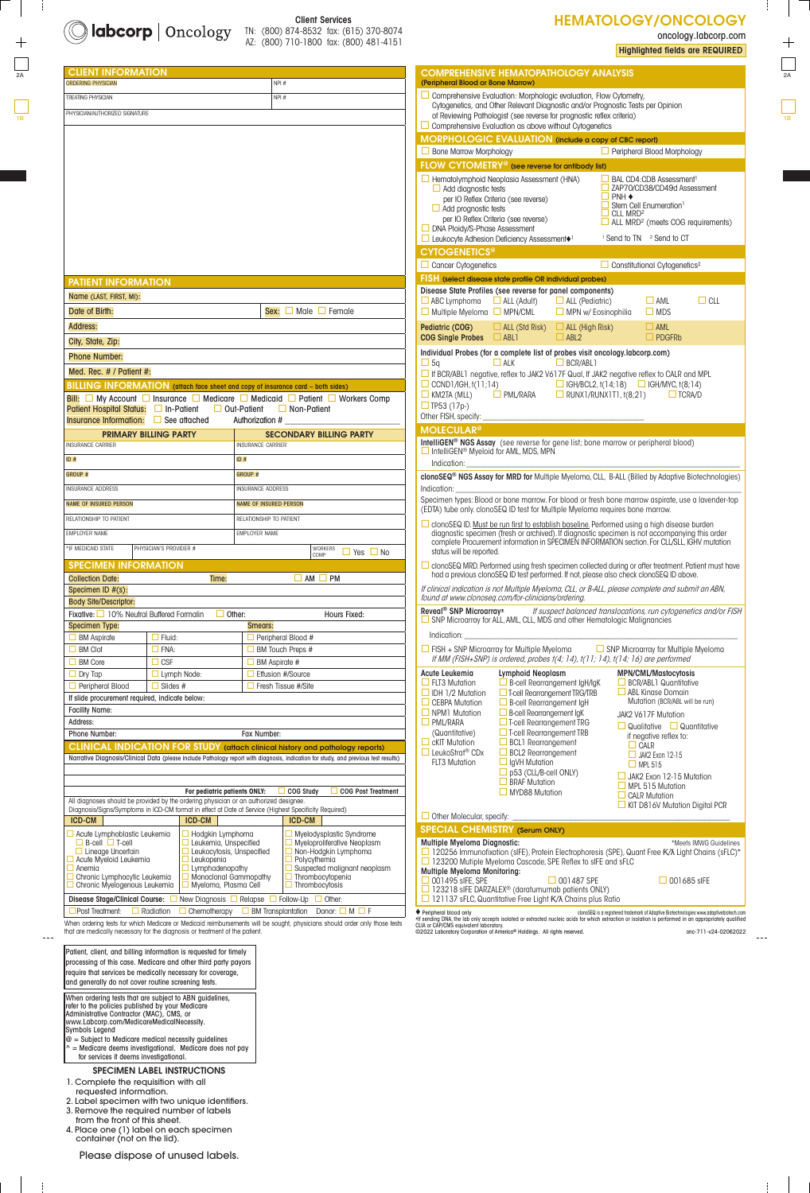**labcorp | Oncology**

**Client Services**
TN: (800) 874-8532 fax: (615) 370-8074
AZ: (800) 710-1800 fax: (800) 481-4151

# HEMATOLOGY/ONCOLOGY

oncology.labcorp.com

**Highlighted fields are REQUIRED**

## CLIENT INFORMATION

ORDERING PHYSICIAN | NPI #

TREATING PHYSICIAN | NPI #

PHYSICIAN/AUTHORIZED SIGNATURE

## PATIENT INFORMATION

Name (LAST, FIRST, MI):

Date of Birth: | Sex: ☐ Male ☐ Female

Address:

City, State, Zip:

Phone Number:

Med. Rec. # / Patient #:

## BILLING INFORMATION (attach face sheet and copy of insurance card – both sides)

Bill: ☐ My Account ☐ Insurance ☐ Medicare ☐ Medicaid ☐ Patient ☐ Workers Comp

Patient Hospital Status: ☐ In-Patient ☐ Out-Patient ☐ Non-Patient

Insurance Information: ☐ See attached Authorization # ______

| PRIMARY BILLING PARTY | SECONDARY BILLING PARTY |
|---|---|
| INSURANCE CARRIER | INSURANCE CARRIER |
| ID # | ID # |
| GROUP # | GROUP # |
| INSURANCE ADDRESS | INSURANCE ADDRESS |
| NAME OF INSURED PERSON | NAME OF INSURED PERSON |
| RELATIONSHIP TO PATIENT | RELATIONSHIP TO PATIENT |
| EMPLOYER NAME | EMPLOYER NAME |
| *IF MEDICAID STATE / PHYSICIAN'S PROVIDER # | WORKERS COMP ☐ Yes ☐ No |

## SPECIMEN INFORMATION

Collection Date: Time: ☐ AM ☐ PM

Specimen ID #(s):

Body Site/Descriptor:

Fixative: ☐ 10% Neutral Buffered Formalin ☐ Other: Hours Fixed:

| Specimen Type: | | Smears: |
|---|---|---|
| ☐ BM Aspirate | ☐ Fluid: | ☐ Peripheral Blood # |
| ☐ BM Clot | ☐ FNA: | ☐ BM Touch Preps # |
| ☐ BM Core | ☐ CSF | ☐ BM Aspirate # |
| ☐ Dry Tap | ☐ Lymph Node: | ☐ Effusion #/Source |
| ☐ Peripheral Blood | ☐ Slides # | ☐ Fresh Tissue #/Site |

If slide procurement required, indicate below:

Facility Name:

Address:

Phone Number: Fax Number:

## CLINICAL INDICATION FOR STUDY (attach clinical history and pathology reports)

Narrative Diagnosis/Clinical Data (please include Pathology report with diagnosis, indication for study, and previous test results)

For pediatric patients ONLY: ☐ COG Study ☐ COG Post Treatment

All diagnoses should be provided by the ordering physician or an authorized designee.
Diagnosis/Signs/Symptoms in ICD-CM format in effect at Date of Service (Highest Specificity Required)

| ICD-CM | ICD-CM | ICD-CM |
|---|---|---|
| ☐ Acute Lymphoblastic Leukemia ☐ B-cell ☐ T-cell ☐ Lineage Uncertain | ☐ Hodgkin Lymphoma | ☐ Myelodysplastic Syndrome |
| ☐ Acute Myeloid Leukemia | ☐ Leukemia, Unspecified | ☐ Myeloproliferative Neoplasm |
| ☐ Anemia | ☐ Leukocytosis, Unspecified | ☐ Non-Hodgkin Lymphoma |
| ☐ Chronic Lymphocytic Leukemia | ☐ Leukopenia | ☐ Polycythemia |
| ☐ Chronic Myelogenous Leukemia | ☐ Lymphadenopathy | ☐ Suspected malignant neoplasm |
| | ☐ Monoclonal Gammopathy | ☐ Thrombocytopenia |
| | ☐ Myeloma, Plasma Cell | ☐ Thrombocytosis |

Disease Stage/Clinical Course: ☐ New Diagnosis ☐ Relapse ☐ Follow-Up ☐ Other:

☐ Post Treatment: ☐ Radiation ☐ Chemotherapy ☐ BM Transplantation Donor: ☐ M ☐ F

When ordering tests for which Medicare or Medicaid reimbursements will be sought, physicians should order only those tests that are medically necessary for the diagnosis or treatment of the patient.

## COMPREHENSIVE HEMATOPATHOLOGY ANALYSIS (Peripheral Blood or Bone Marrow)

☐ Comprehensive Evaluation: Morphologic evaluation, Flow Cytometry, Cytogenetics, and Other Relevant Diagnostic and/or Prognostic Tests per Opinion of Reviewing Pathologist (see reverse for prognostic reflex criteria)

☐ Comprehensive Evaluation as above without Cytogenetics

## MORPHOLOGIC EVALUATION (include a copy of CBC report)

☐ Bone Marrow Morphology ☐ Peripheral Blood Morphology

## FLOW CYTOMETRY@ (see reverse for antibody list)

☐ Hematolymphoid Neoplasia Assessment (HNA)
- ☐ Add diagnostic tests per IO Reflex Criteria (see reverse)
- ☐ Add prognostic tests per IO Reflex Criteria (see reverse)

☐ DNA Ploidy/S-Phase Assessment

☐ Leukocyte Adhesion Deficiency Assessment♦[1]

☐ BAL CD4:CD8 Assessment[1]

☐ ZAP70/CD38/CD49d Assessment

☐ PNH ♦

☐ Stem Cell Enumeration[1]

☐ CLL MRD[2]

☐ ALL MRD[2] (meets COG requirements)

[1] Send to TN [2] Send to CT

## CYTOGENETICS@

☐ Cancer Cytogenetics ☐ Constitutional Cytogenetics‡

## FISH (select disease state profile OR individual probes)

Disease State Profiles (see reverse for panel components)

☐ ABC Lymphoma ☐ ALL (Adult) ☐ ALL (Pediatric) ☐ AML ☐ CLL

☐ Multiple Myeloma ☐ MPN/CML ☐ MPN w/ Eosinophilia ☐ MDS

Pediatric (COG) ☐ ALL (Std Risk) ☐ ALL (High Risk) ☐ AML

COG Single Probes ☐ ABL1 ☐ ABL2 ☐ PDGFRb

Individual Probes (for a complete list of probes visit oncology.labcorp.com)

☐ 5q ☐ ALK ☐ BCR/ABL1

☐ If BCR/ABL1 negative, reflex to JAK2 V617F Qual, If JAK2 negative reflex to CALR and MPL

☐ CCND1/IGH, t(11;14) ☐ IGH/BCL2, t(14;18) ☐ IGH/MYC, t(8;14)

☐ KMT2A (MLL) ☐ PML/RARA ☐ RUNX1/RUNX1T1, t(8;21) ☐ TCRA/D

☐ TP53 (17p-)

Other FISH, specify: ______

## MOLECULAR@

**IntelliGEN® NGS Assay** (see reverse for gene list; bone marrow or peripheral blood)

☐ IntelliGEN® Myeloid for AML, MDS, MPN

Indication: ______

**clonoSEQ® NGS Assay for MRD for** Multiple Myeloma, CLL, B-ALL (Billed by Adaptive Biotechnologies)

Indication: ______

Specimen types: Blood or bone marrow. For blood or fresh bone marrow aspirate, use a lavender-top (EDTA) tube only. clonoSEQ ID test for Multiple Myeloma requires bone marrow.

☐ clonoSEQ ID. Must be run first to establish baseline. Performed using a high disease burden diagnostic specimen (fresh or archived). If diagnostic specimen is not accompanying this order complete Procurement information in SPECIMEN INFORMATION section. For CLL/SLL, IGHV mutation status will be reported.

☐ clonoSEQ MRD. Performed using fresh specimen collected during or after treatment. Patient must have had a previous clonoSEQ ID test performed. If not, please also check clonoSEQ ID above.

*If clinical indication is not Multiple Myeloma, CLL, or B-ALL, please complete and submit an ABN, found at www.clonoseq.com/for-clinicians/ordering.*

**Reveal® SNP Microarray*** *If suspect balanced translocations, run cytogenetics and/or FISH*

☐ SNP Microarray for ALL, AML, CLL, MDS and other Hematologic Malignancies

Indication: ______

☐ FISH + SNP Microarray for Multiple Myeloma ☐ SNP Microarray for Multiple Myeloma

*If MM (FISH+SNP) is ordered, probes t(4; 14), t(11; 14), t(14; 16) are performed*

| Acute Leukemia | Lymphoid Neoplasm | MPN/CML/Mastocytosis |
|---|---|---|
| ☐ FLT3 Mutation | ☐ B-cell Rearrangement IgH/IgK | ☐ BCR/ABL1 Quantitative |
| ☐ IDH 1/2 Mutation | ☐ T-cell Rearrangement TRG/TRB | ☐ ABL Kinase Domain Mutation (BCR/ABL will be run) |
| ☐ CEBPA Mutation | ☐ B-cell Rearrangement IgH | JAK2 V617F Mutation |
| ☐ NPM1 Mutation | ☐ B-cell Rearrangement IgK | ☐ Qualitative ☐ Quantitative |
| ☐ PML/RARA (Quantitative) | ☐ T-cell Rearrangement TRG | if negative reflex to: |
| ☐ cKIT Mutation | ☐ T-cell Rearrangement TRB | ☐ CALR |
| ☐ LeukoStrat® CDx FLT3 Mutation | ☐ BCL1 Rearrangement | ☐ JAK2 Exon 12-15 |
| | ☐ BCL2 Rearrangement | ☐ MPL 515 |
| | ☐ IgVH Mutation | ☐ JAK2 Exon 12-15 Mutation |
| | ☐ p53 (CLL/B-cell ONLY) | ☐ MPL 515 Mutation |
| | ☐ BRAF Mutation | ☐ CALR Mutation |
| | ☐ MYD88 Mutation | ☐ KIT D816V Mutation Digital PCR |

☐ Other Molecular, specify: ______

## SPECIAL CHEMISTRY (Serum ONLY)

**Multiple Myeloma Diagnostic:** *Meets IMWG Guidelines

☐ 120256 Immunofixation (sIFE), Protein Electrophoresis (SPE), Quant Free K/λ Light Chains (sFLC)*

☐ 123200 Mutiple Myeloma Cascade, SPE Reflex to sIFE and sFLC

**Multiple Myeloma Monitoring:**

☐ 001495 sIFE, SPE ☐ 001487 SPE ☐ 001685 sIFE

☐ 123218 sIFE DARZALEX® (daratumumab patients ONLY)

☐ 121137 sFLC, Quantitative Free Light K/λ Chains plus Ratio

♦ Peripheral blood only
‡If sending DNA, the lab only accepts isolated or extracted nucleic acids for which extraction or isolation is performed in an appropriately qualified CLIA or CAP/CMS equivalent laboratory.
clonoSEQ is a registered trademark of Adaptive Biotechnologies www.adaptivebiotech.com
©2022 Laboratory Corporation of America® Holdings. All rights reserved. onc-711-v24-02062022

Patient, client, and billing information is requested for timely processing of this case. Medicare and other third party payors require that services be medically necessary for coverage, and generally do not cover routine screening tests.

When ordering tests that are subject to ABN guidelines, refer to the policies published by your Medicare Administrative Contractor (MAC), CMS, or www.Labcorp.com/MedicareMedicalNecessity.

Symbols Legend
@ = Subject to Medicare medical necessity guidelines
^ = Medicare deems investigational. Medicare does not pay for services it deems investigational.

### SPECIMEN LABEL INSTRUCTIONS

1. Complete the requisition with all requested information.
2. Label specimen with two unique identifiers.
3. Remove the required number of labels from the front of this sheet.
4. Place one (1) label on each specimen container (not on the lid).

Please dispose of unused labels.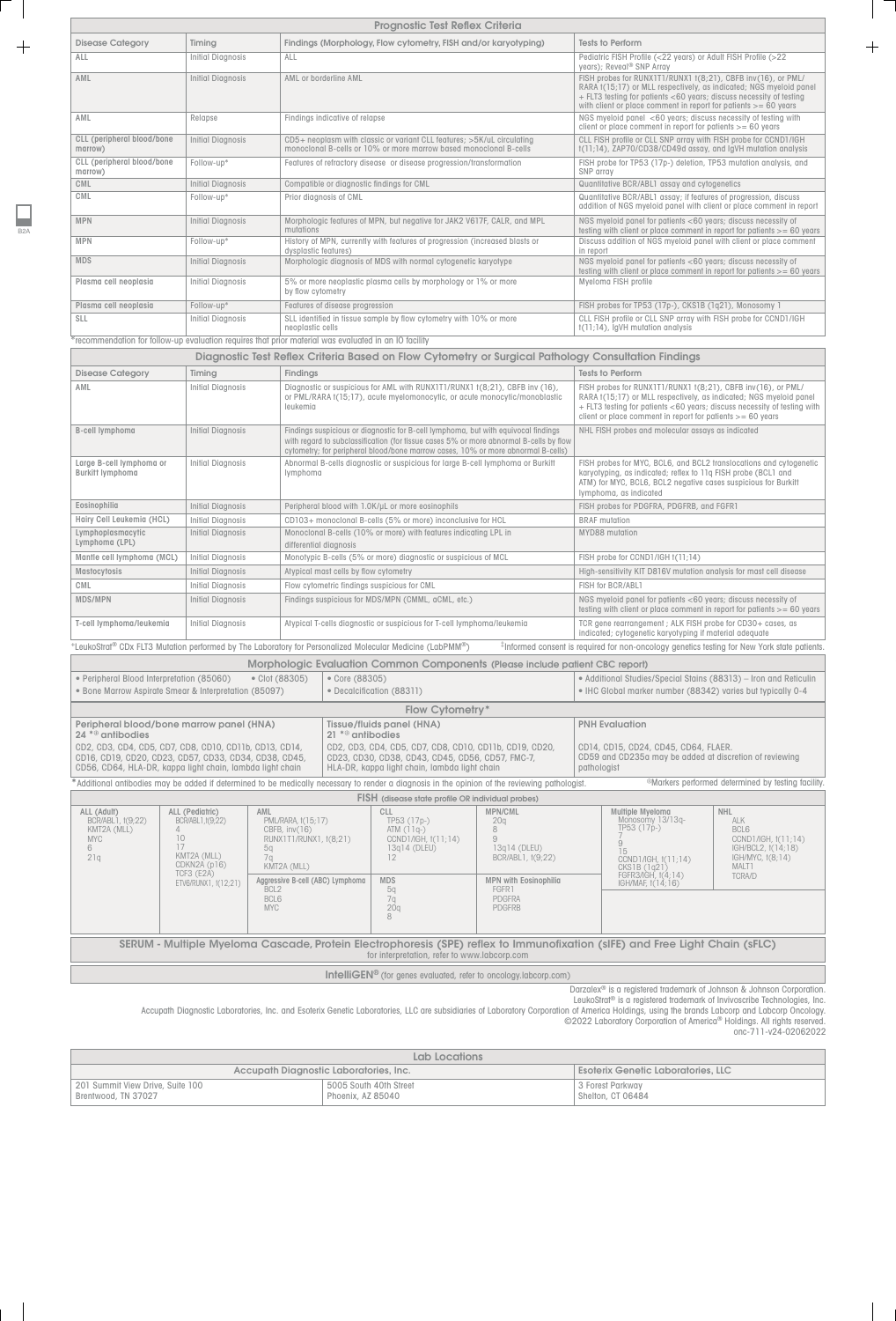## Prognostic Test Reflex Criteria

| Disease Category | Timing | Findings (Morphology, Flow cytometry, FISH and/or karyotyping) | Tests to Perform |
|---|---|---|---|
| ALL | Initial Diagnosis | ALL | Pediatric FISH Profile (<22 years) or Adult FISH Profile (>22 years); Reveal® SNP Array |
| AML | Initial Diagnosis | AML or borderline AML | FISH probes for RUNX1T1/RUNX1 t(8;21), CBFB inv(16), or PML/RARA t(15;17) or MLL respectively, as indicated; NGS myeloid panel + FLT3 testing for patients <60 years; discuss necessity of testing with client or place comment in report for patients >= 60 years |
| AML | Relapse | Findings indicative of relapse | NGS myeloid panel <60 years; discuss necessity of testing with client or place comment in report for patients >= 60 years |
| CLL (peripheral blood/bone marrow) | Initial Diagnosis | CD5+ neoplasm with classic or variant CLL features; >5K/uL circulating monoclonal B-cells or 10% or more marrow based monoclonal B-cells | CLL FISH profile or CLL SNP array with FISH probe for CCND1/IGH t(11;14), ZAP70/CD38/CD49d assay, and IgVH mutation analysis |
| CLL (peripheral blood/bone marrow) | Follow-up* | Features of refractory disease or disease progression/transformation | FISH probe for TP53 (17p-) deletion, TP53 mutation analysis, and SNP array |
| CML | Initial Diagnosis | Compatible or diagnostic findings for CML | Quantitative BCR/ABL1 assay and cytogenetics |
| CML | Follow-up* | Prior diagnosis of CML | Quantitative BCR/ABL1 assay; if features of progression, discuss addition of NGS myeloid panel with client or place comment in report |
| MPN | Initial Diagnosis | Morphologic features of MPN, but negative for JAK2 V617F, CALR, and MPL mutations | NGS myeloid panel for patients <60 years; discuss necessity of testing with client or place comment in report for patients >= 60 years |
| MPN | Follow-up* | History of MPN, currently with features of progression (increased blasts or dysplastic features) | Discuss addition of NGS myeloid panel with client or place comment in report |
| MDS | Initial Diagnosis | Morphologic diagnosis of MDS with normal cytogenetic karyotype | NGS myeloid panel for patients <60 years; discuss necessity of testing with client or place comment in report for patients >= 60 years |
| Plasma cell neoplasia | Initial Diagnosis | 5% or more neoplastic plasma cells by morphology or 1% or more by flow cytometry | Myeloma FISH profile |
| Plasma cell neoplasia | Follow-up* | Features of disease progression | FISH probes for TP53 (17p-), CKS1B (1q21), Monosomy 1 |
| SLL | Initial Diagnosis | SLL identified in tissue sample by flow cytometry with 10% or more neoplastic cells | CLL FISH profile or CLL SNP array with FISH probe for CCND1/IGH t(11;14), IgVH mutation analysis |

*recommendation for follow-up evaluation requires that prior material was evaluated in an IO facility

## Diagnostic Test Reflex Criteria Based on Flow Cytometry or Surgical Pathology Consultation Findings

| Disease Category | Timing | Findings | Tests to Perform |
|---|---|---|---|
| AML | Initial Diagnosis | Diagnostic or suspicious for AML with RUNX1T1/RUNX1 t(8;21), CBFB inv(16), or PML/RARA t(15;17), acute myelomonocytic, or acute monocytic/monoblastic leukemia | FISH probes for RUNX1T1/RUNX1 t(8;21), CBFB inv(16), or PML/RARA t(15;17) or MLL respectively, as indicated; NGS myeloid panel + FLT3 testing for patients <60 years; discuss necessity of testing with client or place comment in report for patients >= 60 years |
| B-cell lymphoma | Initial Diagnosis | Findings suspicious or diagnostic for B-cell lymphoma, but with equivocal findings with regard to subclassification (for tissue cases 5% or more abnormal B-cells by flow cytometry; for peripheral blood/bone marrow cases, 10% or more abnormal B-cells) | NHL FISH probes and molecular assays as indicated |
| Large B-cell lymphoma or Burkitt lymphoma | Initial Diagnosis | Abnormal B-cells diagnostic or suspicious for large B-cell lymphoma or Burkitt lymphoma | FISH probes for MYC, BCL6, and BCL2 translocations and cytogenetic karyotyping, as indicated; reflex to 11q FISH probe (BCL1 and ATM) for MYC, BCL6, BCL2 negative cases suspicious for Burkitt lymphoma, as indicated |
| Eosinophilia | Initial Diagnosis | Peripheral blood with 1.0K/μL or more eosinophils | FISH probes for PDGFRA, PDGFRB, and FGFR1 |
| Hairy Cell Leukemia (HCL) | Initial Diagnosis | CD103+ monoclonal B-cells (5% or more) inconclusive for HCL | BRAF mutation |
| Lymphoplasmacytic Lymphoma (LPL) | Initial Diagnosis | Monoclonal B-cells (10% or more) with features indicating LPL in differential diagnosis | MYD88 mutation |
| Mantle cell lymphoma (MCL) | Initial Diagnosis | Monotypic B-cells (5% or more) diagnostic or suspicious of MCL | FISH probe for CCND1/IGH t(11;14) |
| Mastocytosis | Initial Diagnosis | Atypical mast cells by flow cytometry | High-sensitivity KIT D816V mutation analysis for mast cell disease |
| CML | Initial Diagnosis | Flow cytometric findings suspicious for CML | FISH for BCR/ABL1 |
| MDS/MPN | Initial Diagnosis | Findings suspicious for MDS/MPN (CMML, aCML, etc.) | NGS myeloid panel for patients <60 years; discuss necessity of testing with client or place comment in report for patients >= 60 years |
| T-cell lymphoma/leukemia | Initial Diagnosis | Atypical T-cells diagnostic or suspicious for T-cell lymphoma/leukemia | TCR gene rearrangement ; ALK FISH probe for CD30+ cases, as indicated; cytogenetic karyotyping if material adequate |

*LeukoStrat® CDx FLT3 Mutation performed by The Laboratory for Personalized Molecular Medicine (LabPMM®)

‡Informed consent is required for non-oncology genetics testing for New York state patients.

## Morphologic Evaluation Common Components (Please include patient CBC report)

| | | | |
|---|---|---|---|
| • Peripheral Blood Interpretation (85060) | • Clot (88305) | • Core (88305) | • Additional Studies/Special Stains (88313) – Iron and Reticulin |
| • Bone Marrow Aspirate Smear & Interpretation (85097) | | • Decalcification (88311) | • IHC Global marker number (88342) varies but typically 0-4 |

## Flow Cytometry*

| Peripheral blood/bone marrow panel (HNA) 24 *® antibodies | Tissue/fluids panel (HNA) 21 *® antibodies | PNH Evaluation |
|---|---|---|
| CD2, CD3, CD4, CD5, CD7, CD8, CD10, CD11b, CD13, CD14, CD16, CD19, CD20, CD23, CD57, CD33, CD34, CD38, CD45, CD56, CD64, HLA-DR, kappa light chain, lambda light chain | CD2, CD3, CD4, CD5, CD7, CD8, CD10, CD11b, CD19, CD20, CD23, CD30, CD38, CD43, CD45, CD56, CD57, FMC-7, HLA-DR, kappa light chain, lambda light chain | CD14, CD15, CD24, CD45, CD64, FLAER. CD59 and CD235a may be added at discretion of reviewing pathologist |

*Additional antibodies may be added if determined to be medically necessary to render a diagnosis in the opinion of the reviewing pathologist.

®Markers performed determined by testing facility.

## FISH (disease state profile OR individual probes)

| ALL (Adult) | ALL (Pediatric) | AML | CLL | MPN/CML | Multiple Myeloma | NHL |
|---|---|---|---|---|---|---|
| BCR/ABL1, t(9;22)<br>KMT2A (MLL)<br>MYC<br>6<br>21q | BCR/ABL1,t(9;22)<br>4<br>10<br>17<br>KMT2A (MLL)<br>CDKN2A (p16)<br>TCF3 (E2A)<br>ETV6/RUNX1, t(12;21) | PML/RARA, t(15;17)<br>CBFB, inv(16)<br>RUNX1T1/RUNX1, t(8;21)<br>5q<br>7q<br>KMT2A (MLL) | TP53 (17p-)<br>ATM (11q-)<br>CCND1/IGH, t(11;14)<br>13q14 (DLEU)<br>12 | 20q<br>8<br>9<br>13q14 (DLEU)<br>BCR/ABL1, t(9;22) | Monosomy 13/13q-<br>TP53 (17p-)<br>7<br>9<br>15<br>CCND1/IGH, t(11;14)<br>CKS1B (1q21)<br>FGFR3/IGH, t(4;14)<br>IGH/MAF, t(14;16) | ALK<br>BCL6<br>CCND1/IGH, t(11;14)<br>IGH/BCL2, t(14;18)<br>IGH/MYC, t(8;14)<br>MALT1<br>TCRA/D |
| | | **Aggressive B-cell (ABC) Lymphoma**<br>BCL2<br>BCL6<br>MYC | **MDS**<br>5q<br>7q<br>20q<br>8 | **MPN with Eosinophilia**<br>FGFR1<br>PDGFRA<br>PDGFRB | | |

## SERUM - Multiple Myeloma Cascade, Protein Electrophoresis (SPE) reflex to Immunofixation (sIFE) and Free Light Chain (sFLC)

for interpretation, refer to www.labcorp.com

## IntelliGEN® (for genes evaluated, refer to oncology.labcorp.com)

Darzalex® is a registered trademark of Johnson & Johnson Corporation.
LeukoStrat® is a registered trademark of Invivoscribe Technologies, Inc.
Accupath Diagnostic Laboratories, Inc. and Esoterix Genetic Laboratories, LLC are subsidiaries of Laboratory Corporation of America Holdings, using the brands Labcorp and Labcorp Oncology.
©2022 Laboratory Corporation of America® Holdings. All rights reserved.
onc-711-v24-02062022

## Lab Locations

| Accupath Diagnostic Laboratories, Inc. | | Esoterix Genetic Laboratories, LLC |
|---|---|---|
| 201 Summit View Drive, Suite 100<br>Brentwood, TN 37027 | 5005 South 40th Street<br>Phoenix, AZ 85040 | 3 Forest Parkway<br>Shelton, CT 06484 |